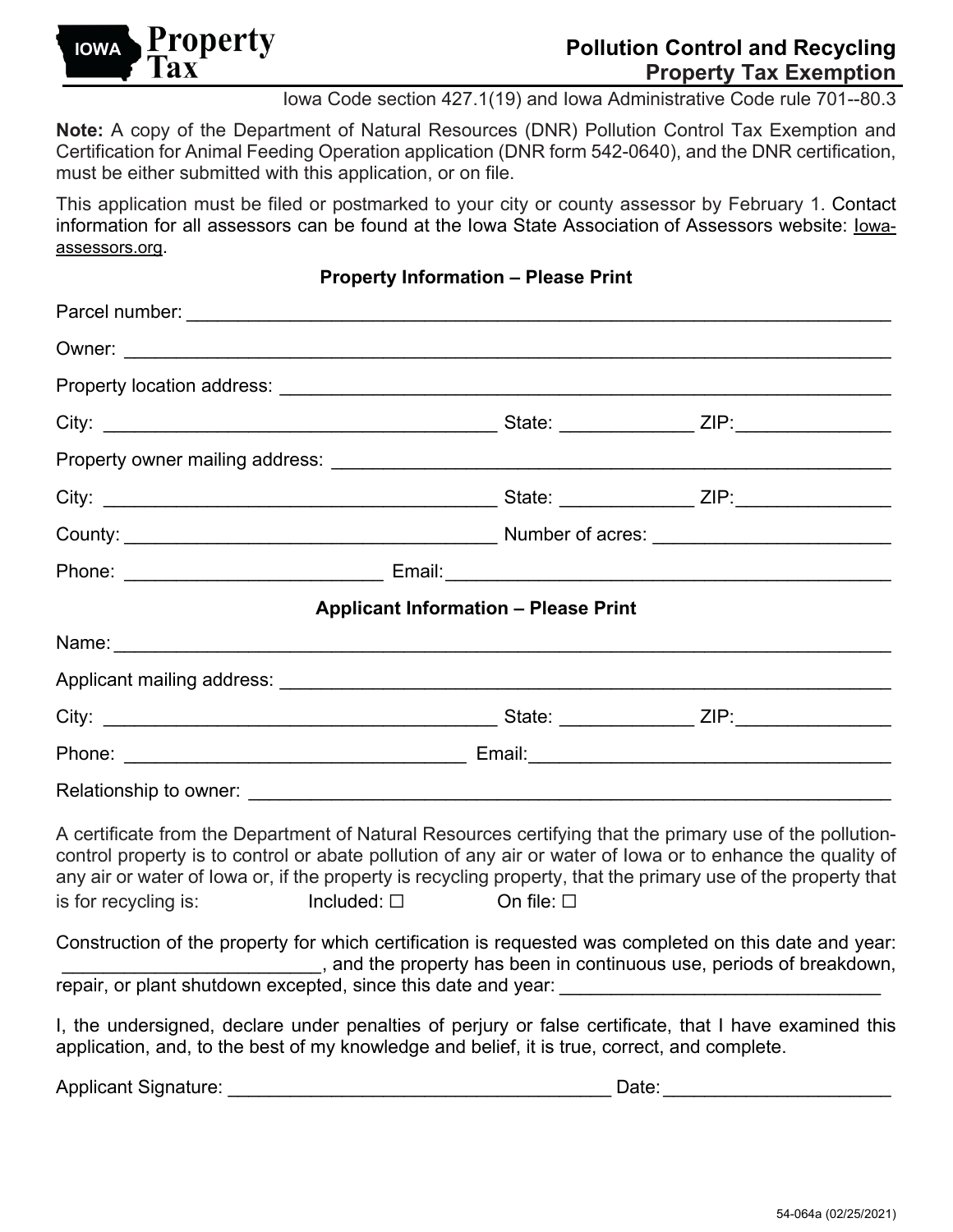IOWA Property Tax

# Pollution Control and Recycling Property Tax Exemption

Iowa Code section 427.1(19) and Iowa Administrative Code rule 701--80.3

**Note:** A copy of the Department of Natural Resources (DNR) Pollution Control Tax Exemption and Certification for Animal Feeding Operation application (DNR form 542-0640), and the DNR certification, must be either submitted with this application, or on file.

This application must be filed or postmarked to your city or county assessor by February 1. Contact information for all assessors can be found at the Iowa State Association of Assessors website: Iowa-assessors.org.

### Property Information – Please Print

Parcel number: ______________________________________________

Owner: ______________________________________________

Property location address: ______________________________________________

City: ________________________ State: __________ ZIP: ____________

Property owner mailing address: ______________________________________________

City: ________________________ State: __________ ZIP: ____________

County: ________________________ Number of acres: ____________________

Phone: ____________________ Email: ______________________________

### Applicant Information – Please Print

Name: ______________________________________________

Applicant mailing address: ______________________________________________

City: ________________________ State: __________ ZIP: ____________

Phone: ____________________ Email: ______________________________

Relationship to owner: ______________________________________________

A certificate from the Department of Natural Resources certifying that the primary use of the pollution-control property is to control or abate pollution of any air or water of Iowa or to enhance the quality of any air or water of Iowa or, if the property is recycling property, that the primary use of the property that is for recycling is: Included: ☐ On file: ☐

Construction of the property for which certification is requested was completed on this date and year: ____________________, and the property has been in continuous use, periods of breakdown, repair, or plant shutdown excepted, since this date and year: ____________________

I, the undersigned, declare under penalties of perjury or false certificate, that I have examined this application, and, to the best of my knowledge and belief, it is true, correct, and complete.

Applicant Signature: ______________________________ Date: ____________________

54-064a (02/25/2021)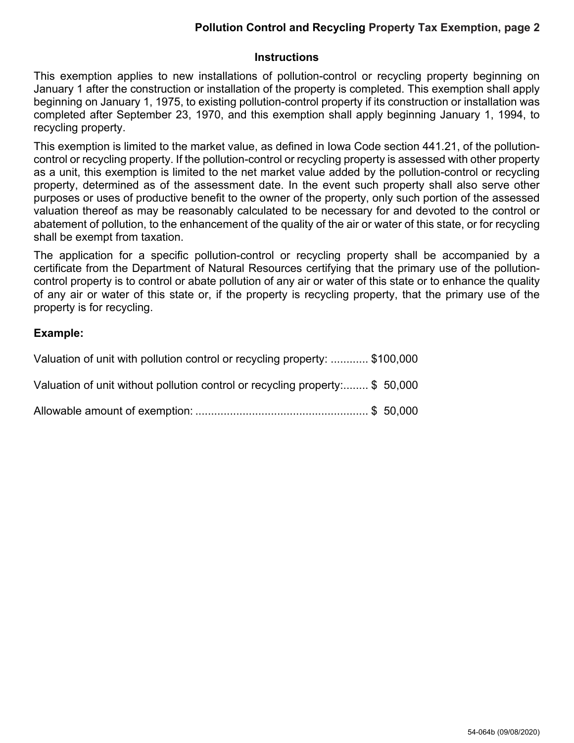## Instructions

This exemption applies to new installations of pollution-control or recycling property beginning on January 1 after the construction or installation of the property is completed. This exemption shall apply beginning on January 1, 1975, to existing pollution-control property if its construction or installation was completed after September 23, 1970, and this exemption shall apply beginning January 1, 1994, to recycling property.

This exemption is limited to the market value, as defined in Iowa Code section 441.21, of the pollution-control or recycling property. If the pollution-control or recycling property is assessed with other property as a unit, this exemption is limited to the net market value added by the pollution-control or recycling property, determined as of the assessment date. In the event such property shall also serve other purposes or uses of productive benefit to the owner of the property, only such portion of the assessed valuation thereof as may be reasonably calculated to be necessary for and devoted to the control or abatement of pollution, to the enhancement of the quality of the air or water of this state, or for recycling shall be exempt from taxation.

The application for a specific pollution-control or recycling property shall be accompanied by a certificate from the Department of Natural Resources certifying that the primary use of the pollution-control property is to control or abate pollution of any air or water of this state or to enhance the quality of any air or water of this state or, if the property is recycling property, that the primary use of the property is for recycling.

**Example:**

Valuation of unit with pollution control or recycling property: ............ $100,000

Valuation of unit without pollution control or recycling property:........ $ 50,000

Allowable amount of exemption: ....................................................... $ 50,000

54-064b (09/08/2020)